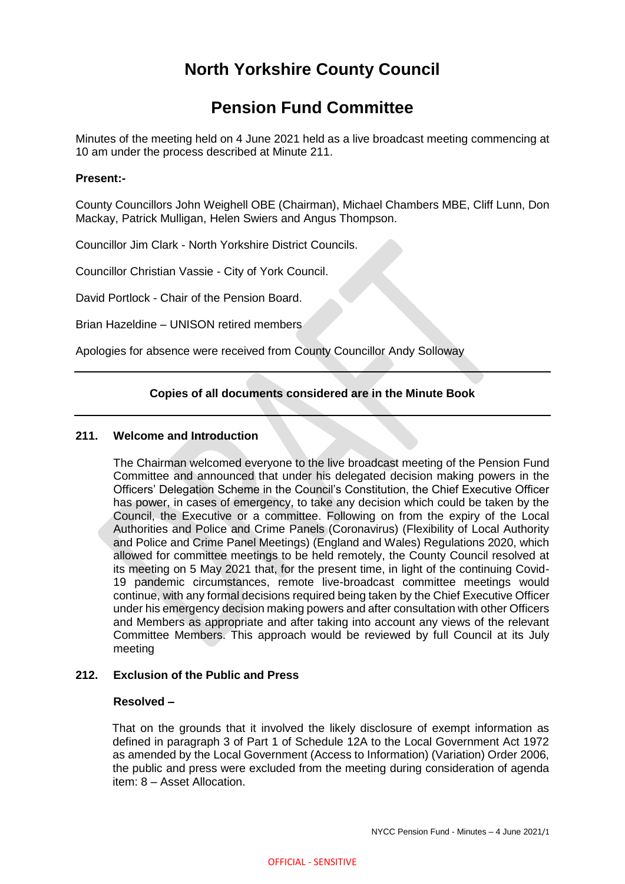# North Yorkshire County Council

# Pension Fund Committee

Minutes of the meeting held on 4 June 2021 held as a live broadcast meeting commencing at 10 am under the process described at Minute 211.

**Present:-**

County Councillors John Weighell OBE (Chairman), Michael Chambers MBE, Cliff Lunn, Don Mackay, Patrick Mulligan, Helen Swiers and Angus Thompson.

Councillor Jim Clark - North Yorkshire District Councils.

Councillor Christian Vassie - City of York Council.

David Portlock - Chair of the Pension Board.

Brian Hazeldine – UNISON retired members

Apologies for absence were received from County Councillor Andy Solloway

---

**Copies of all documents considered are in the Minute Book**

---

### 211. Welcome and Introduction

The Chairman welcomed everyone to the live broadcast meeting of the Pension Fund Committee and announced that under his delegated decision making powers in the Officers' Delegation Scheme in the Council's Constitution, the Chief Executive Officer has power, in cases of emergency, to take any decision which could be taken by the Council, the Executive or a committee. Following on from the expiry of the Local Authorities and Police and Crime Panels (Coronavirus) (Flexibility of Local Authority and Police and Crime Panel Meetings) (England and Wales) Regulations 2020, which allowed for committee meetings to be held remotely, the County Council resolved at its meeting on 5 May 2021 that, for the present time, in light of the continuing Covid-19 pandemic circumstances, remote live-broadcast committee meetings would continue, with any formal decisions required being taken by the Chief Executive Officer under his emergency decision making powers and after consultation with other Officers and Members as appropriate and after taking into account any views of the relevant Committee Members. This approach would be reviewed by full Council at its July meeting

### 212. Exclusion of the Public and Press

**Resolved –**

That on the grounds that it involved the likely disclosure of exempt information as defined in paragraph 3 of Part 1 of Schedule 12A to the Local Government Act 1972 as amended by the Local Government (Access to Information) (Variation) Order 2006, the public and press were excluded from the meeting during consideration of agenda item: 8 – Asset Allocation.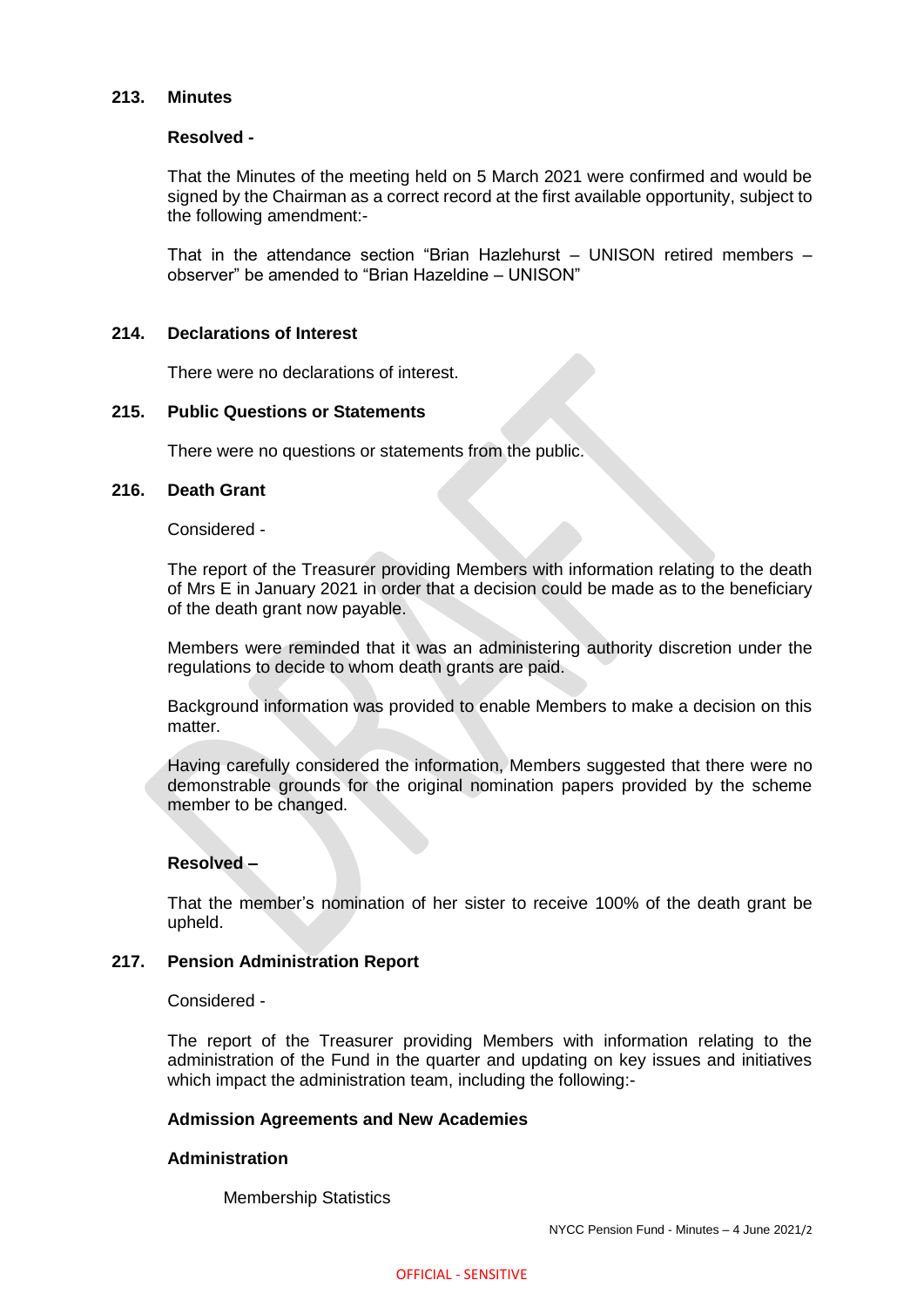**213. Minutes**

**Resolved -**

That the Minutes of the meeting held on 5 March 2021 were confirmed and would be signed by the Chairman as a correct record at the first available opportunity, subject to the following amendment:-

That in the attendance section "Brian Hazlehurst – UNISON retired members – observer" be amended to "Brian Hazeldine – UNISON"

**214. Declarations of Interest**

There were no declarations of interest.

**215. Public Questions or Statements**

There were no questions or statements from the public.

**216. Death Grant**

Considered -

The report of the Treasurer providing Members with information relating to the death of Mrs E in January 2021 in order that a decision could be made as to the beneficiary of the death grant now payable.

Members were reminded that it was an administering authority discretion under the regulations to decide to whom death grants are paid.

Background information was provided to enable Members to make a decision on this matter.

Having carefully considered the information, Members suggested that there were no demonstrable grounds for the original nomination papers provided by the scheme member to be changed.

**Resolved –**

That the member's nomination of her sister to receive 100% of the death grant be upheld.

**217. Pension Administration Report**

Considered -

The report of the Treasurer providing Members with information relating to the administration of the Fund in the quarter and updating on key issues and initiatives which impact the administration team, including the following:-

**Admission Agreements and New Academies**

**Administration**

Membership Statistics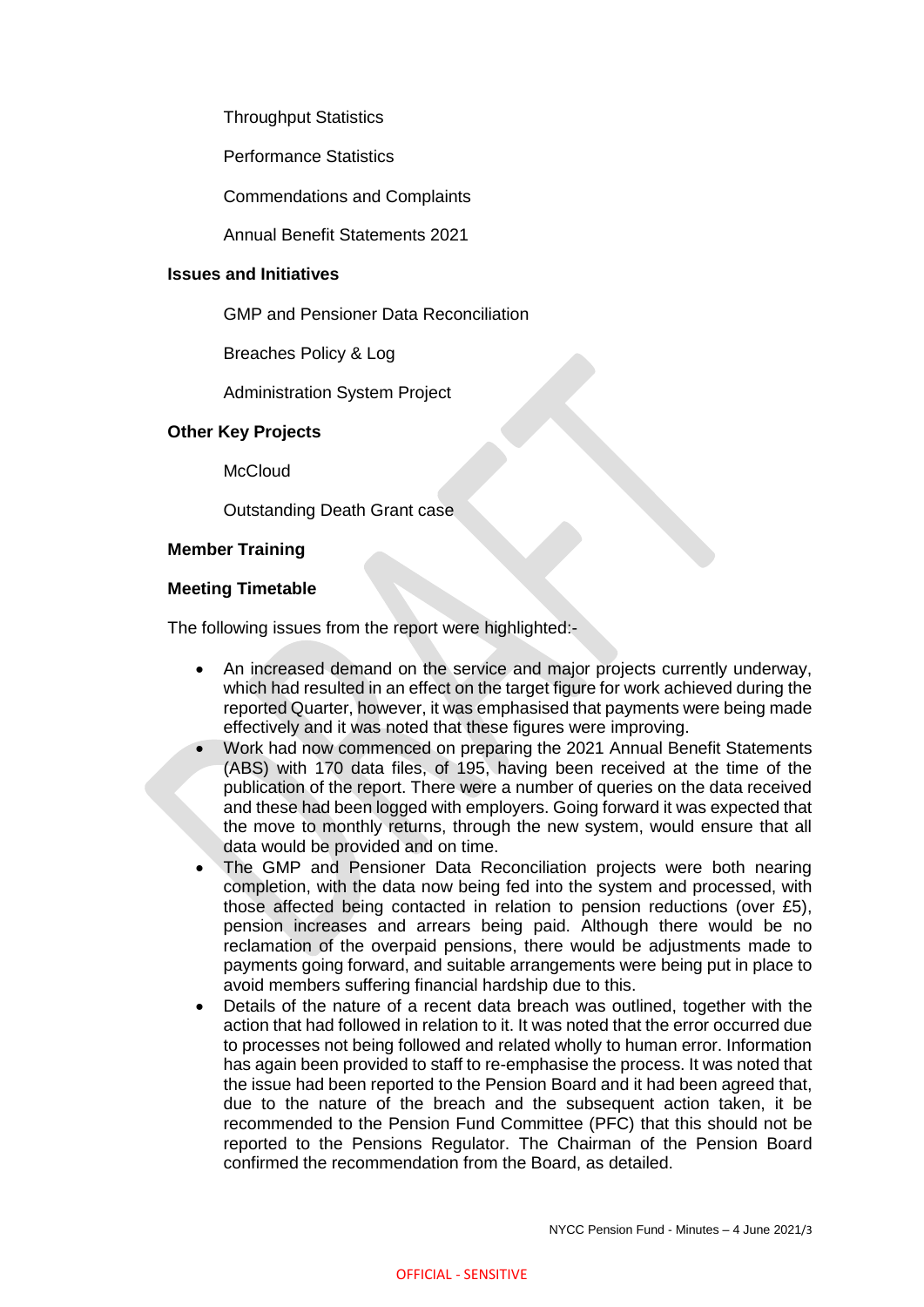Throughput Statistics

Performance Statistics

Commendations and Complaints

Annual Benefit Statements 2021

**Issues and Initiatives**

GMP and Pensioner Data Reconciliation

Breaches Policy & Log

Administration System Project

**Other Key Projects**

McCloud

Outstanding Death Grant case

**Member Training**

**Meeting Timetable**

The following issues from the report were highlighted:-

- An increased demand on the service and major projects currently underway, which had resulted in an effect on the target figure for work achieved during the reported Quarter, however, it was emphasised that payments were being made effectively and it was noted that these figures were improving.
- Work had now commenced on preparing the 2021 Annual Benefit Statements (ABS) with 170 data files, of 195, having been received at the time of the publication of the report. There were a number of queries on the data received and these had been logged with employers. Going forward it was expected that the move to monthly returns, through the new system, would ensure that all data would be provided and on time.
- The GMP and Pensioner Data Reconciliation projects were both nearing completion, with the data now being fed into the system and processed, with those affected being contacted in relation to pension reductions (over £5), pension increases and arrears being paid. Although there would be no reclamation of the overpaid pensions, there would be adjustments made to payments going forward, and suitable arrangements were being put in place to avoid members suffering financial hardship due to this.
- Details of the nature of a recent data breach was outlined, together with the action that had followed in relation to it. It was noted that the error occurred due to processes not being followed and related wholly to human error. Information has again been provided to staff to re-emphasise the process. It was noted that the issue had been reported to the Pension Board and it had been agreed that, due to the nature of the breach and the subsequent action taken, it be recommended to the Pension Fund Committee (PFC) that this should not be reported to the Pensions Regulator. The Chairman of the Pension Board confirmed the recommendation from the Board, as detailed.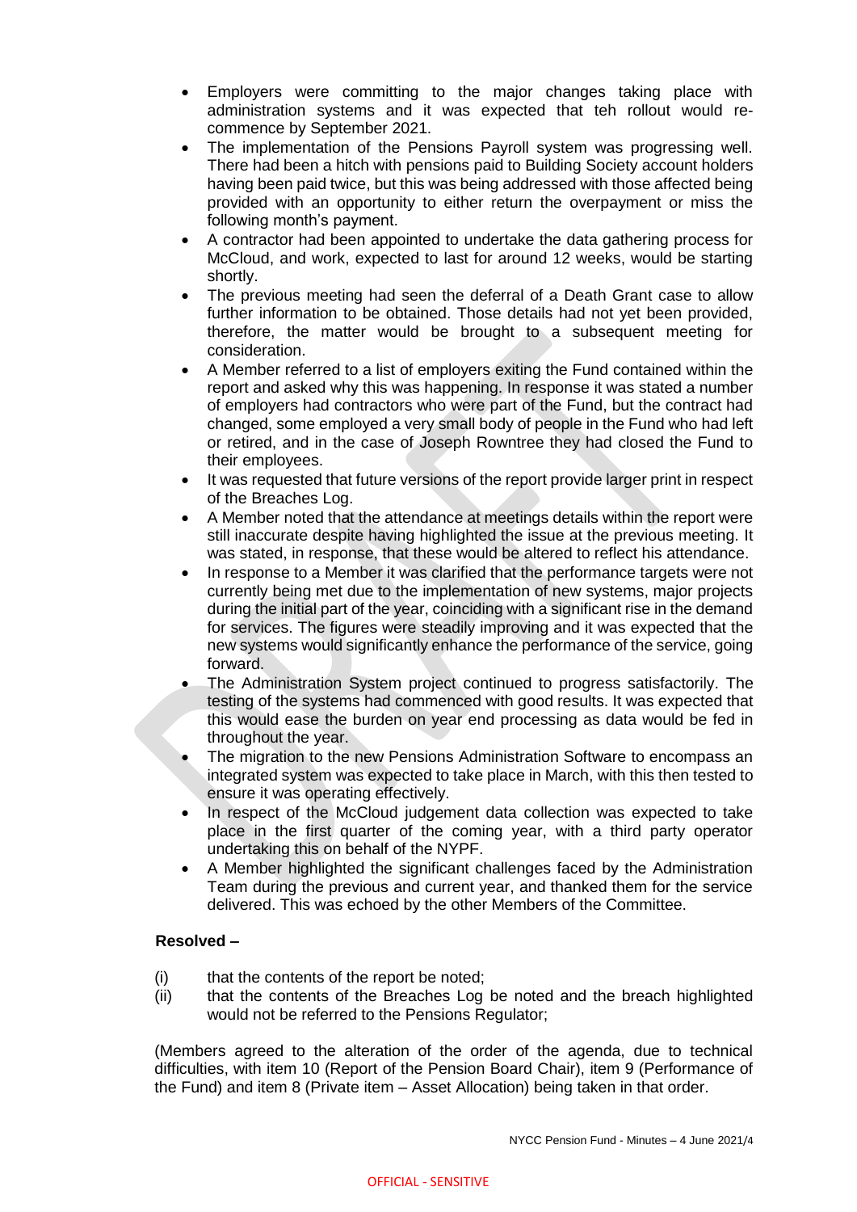- Employers were committing to the major changes taking place with administration systems and it was expected that teh rollout would re-commence by September 2021.
- The implementation of the Pensions Payroll system was progressing well. There had been a hitch with pensions paid to Building Society account holders having been paid twice, but this was being addressed with those affected being provided with an opportunity to either return the overpayment or miss the following month's payment.
- A contractor had been appointed to undertake the data gathering process for McCloud, and work, expected to last for around 12 weeks, would be starting shortly.
- The previous meeting had seen the deferral of a Death Grant case to allow further information to be obtained. Those details had not yet been provided, therefore, the matter would be brought to a subsequent meeting for consideration.
- A Member referred to a list of employers exiting the Fund contained within the report and asked why this was happening. In response it was stated a number of employers had contractors who were part of the Fund, but the contract had changed, some employed a very small body of people in the Fund who had left or retired, and in the case of Joseph Rowntree they had closed the Fund to their employees.
- It was requested that future versions of the report provide larger print in respect of the Breaches Log.
- A Member noted that the attendance at meetings details within the report were still inaccurate despite having highlighted the issue at the previous meeting. It was stated, in response, that these would be altered to reflect his attendance.
- In response to a Member it was clarified that the performance targets were not currently being met due to the implementation of new systems, major projects during the initial part of the year, coinciding with a significant rise in the demand for services. The figures were steadily improving and it was expected that the new systems would significantly enhance the performance of the service, going forward.
- The Administration System project continued to progress satisfactorily. The testing of the systems had commenced with good results. It was expected that this would ease the burden on year end processing as data would be fed in throughout the year.
- The migration to the new Pensions Administration Software to encompass an integrated system was expected to take place in March, with this then tested to ensure it was operating effectively.
- In respect of the McCloud judgement data collection was expected to take place in the first quarter of the coming year, with a third party operator undertaking this on behalf of the NYPF.
- A Member highlighted the significant challenges faced by the Administration Team during the previous and current year, and thanked them for the service delivered. This was echoed by the other Members of the Committee.

**Resolved –**

(i) that the contents of the report be noted;

(ii) that the contents of the Breaches Log be noted and the breach highlighted would not be referred to the Pensions Regulator;

(Members agreed to the alteration of the order of the agenda, due to technical difficulties, with item 10 (Report of the Pension Board Chair), item 9 (Performance of the Fund) and item 8 (Private item – Asset Allocation) being taken in that order.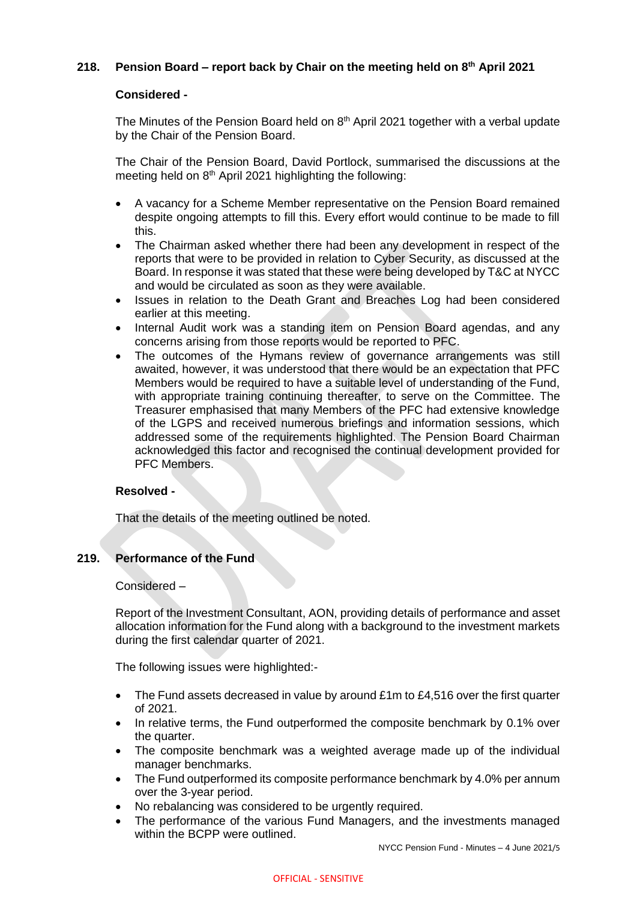## 218. Pension Board – report back by Chair on the meeting held on 8th April 2021

**Considered -**

The Minutes of the Pension Board held on 8th April 2021 together with a verbal update by the Chair of the Pension Board.

The Chair of the Pension Board, David Portlock, summarised the discussions at the meeting held on 8th April 2021 highlighting the following:

- A vacancy for a Scheme Member representative on the Pension Board remained despite ongoing attempts to fill this. Every effort would continue to be made to fill this.
- The Chairman asked whether there had been any development in respect of the reports that were to be provided in relation to Cyber Security, as discussed at the Board. In response it was stated that these were being developed by T&C at NYCC and would be circulated as soon as they were available.
- Issues in relation to the Death Grant and Breaches Log had been considered earlier at this meeting.
- Internal Audit work was a standing item on Pension Board agendas, and any concerns arising from those reports would be reported to PFC.
- The outcomes of the Hymans review of governance arrangements was still awaited, however, it was understood that there would be an expectation that PFC Members would be required to have a suitable level of understanding of the Fund, with appropriate training continuing thereafter, to serve on the Committee. The Treasurer emphasised that many Members of the PFC had extensive knowledge of the LGPS and received numerous briefings and information sessions, which addressed some of the requirements highlighted. The Pension Board Chairman acknowledged this factor and recognised the continual development provided for PFC Members.

**Resolved -**

That the details of the meeting outlined be noted.

## 219. Performance of the Fund

Considered –

Report of the Investment Consultant, AON, providing details of performance and asset allocation information for the Fund along with a background to the investment markets during the first calendar quarter of 2021.

The following issues were highlighted:-

- The Fund assets decreased in value by around £1m to £4,516 over the first quarter of 2021.
- In relative terms, the Fund outperformed the composite benchmark by 0.1% over the quarter.
- The composite benchmark was a weighted average made up of the individual manager benchmarks.
- The Fund outperformed its composite performance benchmark by 4.0% per annum over the 3-year period.
- No rebalancing was considered to be urgently required.
- The performance of the various Fund Managers, and the investments managed within the BCPP were outlined.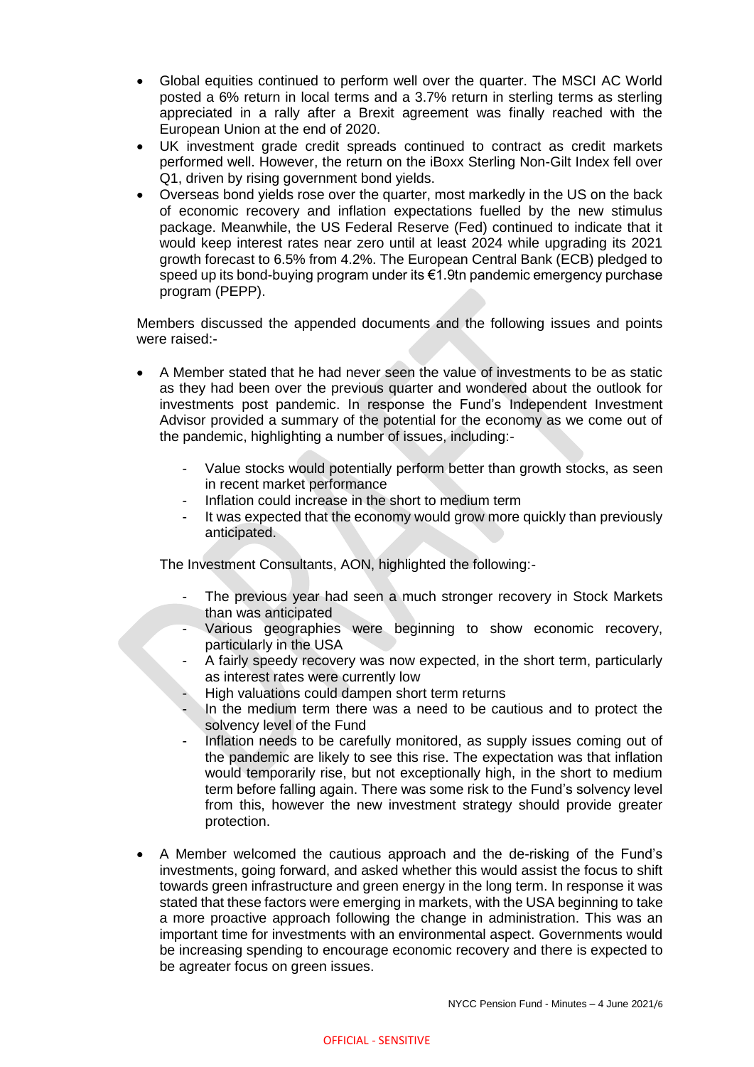- Global equities continued to perform well over the quarter. The MSCI AC World posted a 6% return in local terms and a 3.7% return in sterling terms as sterling appreciated in a rally after a Brexit agreement was finally reached with the European Union at the end of 2020.
- UK investment grade credit spreads continued to contract as credit markets performed well. However, the return on the iBoxx Sterling Non-Gilt Index fell over Q1, driven by rising government bond yields.
- Overseas bond yields rose over the quarter, most markedly in the US on the back of economic recovery and inflation expectations fuelled by the new stimulus package. Meanwhile, the US Federal Reserve (Fed) continued to indicate that it would keep interest rates near zero until at least 2024 while upgrading its 2021 growth forecast to 6.5% from 4.2%. The European Central Bank (ECB) pledged to speed up its bond-buying program under its €1.9tn pandemic emergency purchase program (PEPP).

Members discussed the appended documents and the following issues and points were raised:-

- A Member stated that he had never seen the value of investments to be as static as they had been over the previous quarter and wondered about the outlook for investments post pandemic. In response the Fund's Independent Investment Advisor provided a summary of the potential for the economy as we come out of the pandemic, highlighting a number of issues, including:-

  - Value stocks would potentially perform better than growth stocks, as seen in recent market performance
  - Inflation could increase in the short to medium term
  - It was expected that the economy would grow more quickly than previously anticipated.

  The Investment Consultants, AON, highlighted the following:-

  - The previous year had seen a much stronger recovery in Stock Markets than was anticipated
  - Various geographies were beginning to show economic recovery, particularly in the USA
  - A fairly speedy recovery was now expected, in the short term, particularly as interest rates were currently low
  - High valuations could dampen short term returns
  - In the medium term there was a need to be cautious and to protect the solvency level of the Fund
  - Inflation needs to be carefully monitored, as supply issues coming out of the pandemic are likely to see this rise. The expectation was that inflation would temporarily rise, but not exceptionally high, in the short to medium term before falling again. There was some risk to the Fund's solvency level from this, however the new investment strategy should provide greater protection.

- A Member welcomed the cautious approach and the de-risking of the Fund's investments, going forward, and asked whether this would assist the focus to shift towards green infrastructure and green energy in the long term. In response it was stated that these factors were emerging in markets, with the USA beginning to take a more proactive approach following the change in administration. This was an important time for investments with an environmental aspect. Governments would be increasing spending to encourage economic recovery and there is expected to be agreater focus on green issues.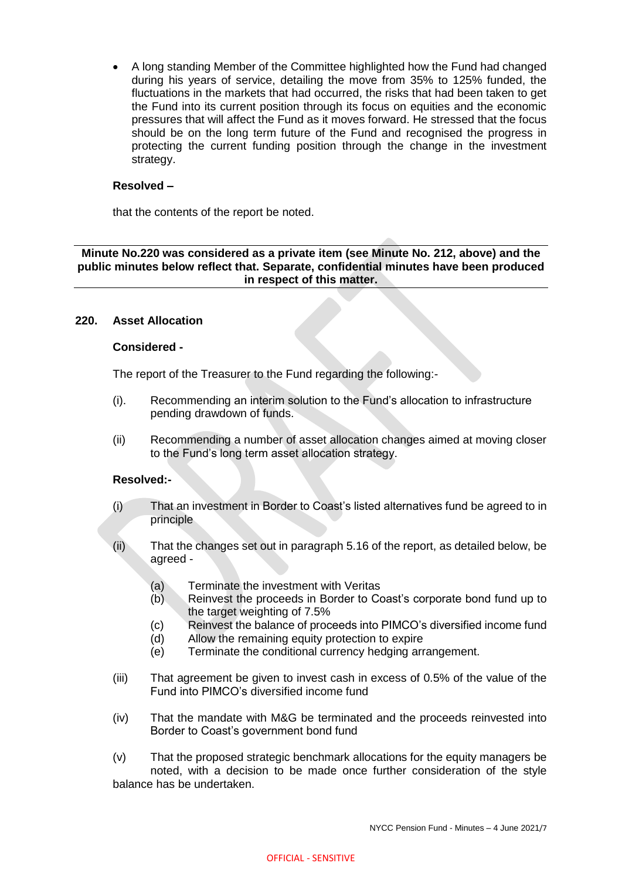- A long standing Member of the Committee highlighted how the Fund had changed during his years of service, detailing the move from 35% to 125% funded, the fluctuations in the markets that had occurred, the risks that had been taken to get the Fund into its current position through its focus on equities and the economic pressures that will affect the Fund as it moves forward. He stressed that the focus should be on the long term future of the Fund and recognised the progress in protecting the current funding position through the change in the investment strategy.

**Resolved –**

that the contents of the report be noted.

---

**Minute No.220 was considered as a private item (see Minute No. 212, above) and the public minutes below reflect that. Separate, confidential minutes have been produced in respect of this matter.**

---

**220. Asset Allocation**

**Considered -**

The report of the Treasurer to the Fund regarding the following:-

(i). Recommending an interim solution to the Fund's allocation to infrastructure pending drawdown of funds.

(ii) Recommending a number of asset allocation changes aimed at moving closer to the Fund's long term asset allocation strategy.

**Resolved:-**

(i) That an investment in Border to Coast's listed alternatives fund be agreed to in principle

(ii) That the changes set out in paragraph 5.16 of the report, as detailed below, be agreed -

(a) Terminate the investment with Veritas
(b) Reinvest the proceeds in Border to Coast's corporate bond fund up to the target weighting of 7.5%
(c) Reinvest the balance of proceeds into PIMCO's diversified income fund
(d) Allow the remaining equity protection to expire
(e) Terminate the conditional currency hedging arrangement.

(iii) That agreement be given to invest cash in excess of 0.5% of the value of the Fund into PIMCO's diversified income fund

(iv) That the mandate with M&G be terminated and the proceeds reinvested into Border to Coast's government bond fund

(v) That the proposed strategic benchmark allocations for the equity managers be noted, with a decision to be made once further consideration of the style balance has be undertaken.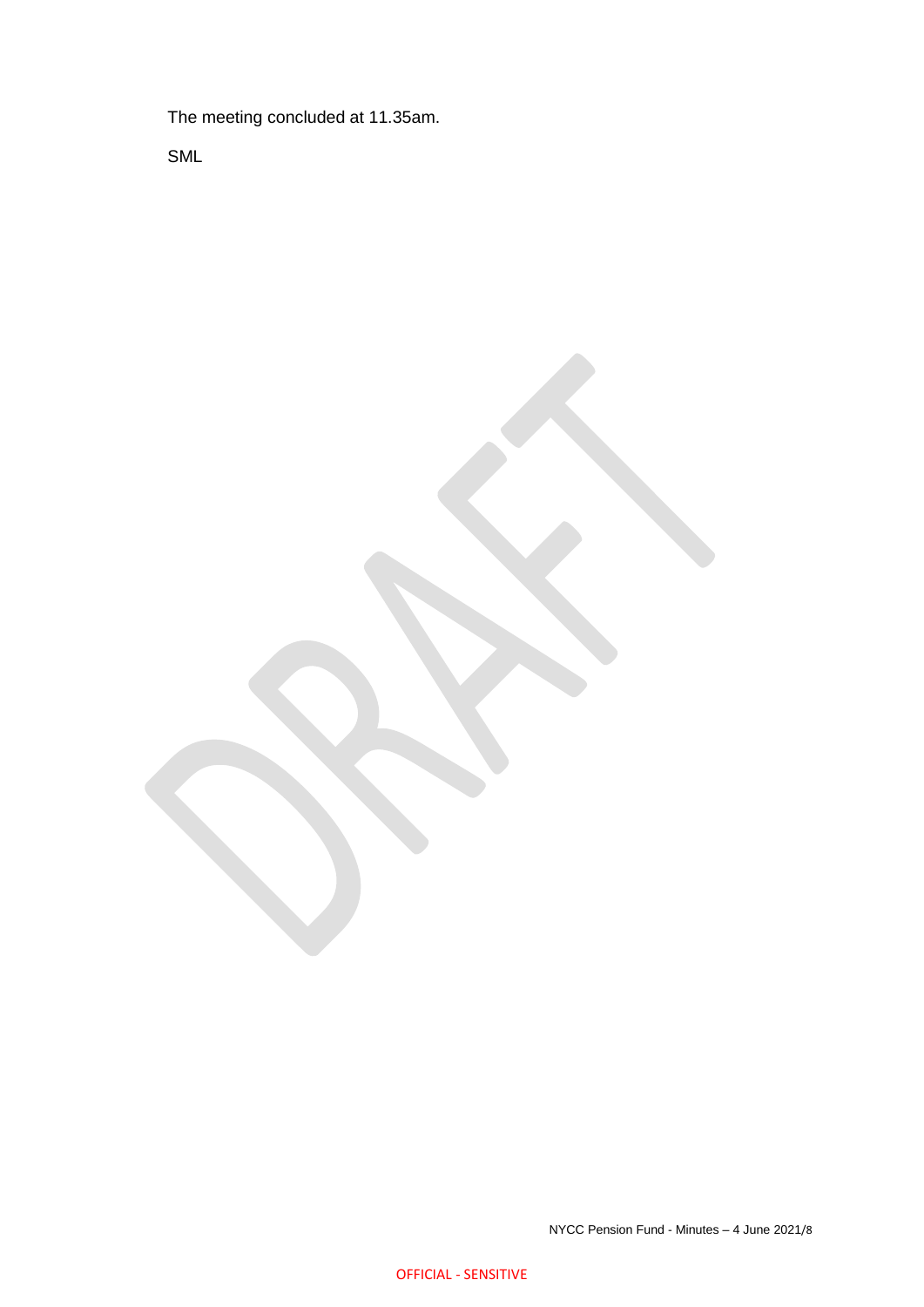The meeting concluded at 11.35am.

SML